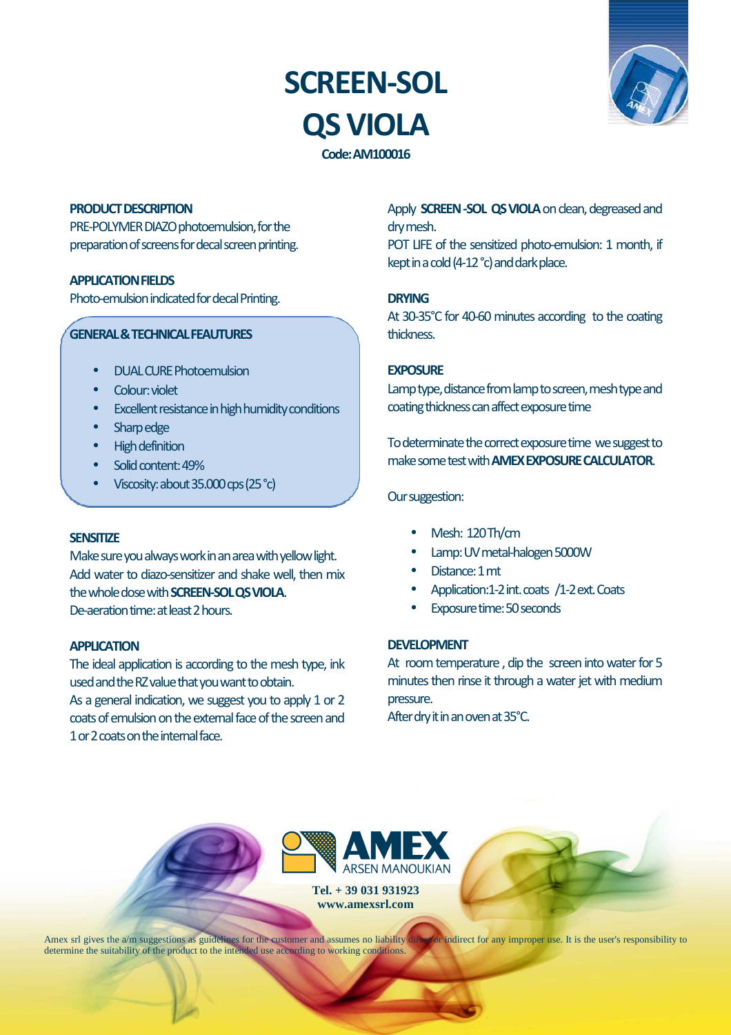# SCREEN-SOL QS VIOLA

**Code: AM100016**

### PRODUCT DESCRIPTION

PRE-POLYMER DIAZO photoemulsion, for the preparation of screens for decal screen printing.

### APPLICATION FIELDS

Photo-emulsion indicated for decal Printing.

### GENERAL & TECHNICAL FEAUTURES

- DUAL CURE Photoemulsion
- Colour: violet
- Excellent resistance in high humidity conditions
- Sharp edge
- High definition
- Solid content: 49%
- Viscosity: about 35.000 cps (25 °c)

### SENSITIZE

Make sure you always work in an area with yellow light.
Add water to diazo-sensitizer and shake well, then mix the whole dose with **SCREEN-SOL QS VIOLA**.
De-aeration time: at least 2 hours.

### APPLICATION

The ideal application is according to the mesh type, ink used and the RZ value that you want to obtain.
As a general indication, we suggest you to apply 1 or 2 coats of emulsion on the external face of the screen and 1 or 2 coats on the internal face.

Apply **SCREEN -SOL QS VIOLA** on clean, degreased and dry mesh.
POT LIFE of the sensitized photo-emulsion: 1 month, if kept in a cold (4-12 °c) and dark place.

### DRYING

At 30-35°C for 40-60 minutes according to the coating thickness.

### EXPOSURE

Lamp type, distance from lamp to screen, mesh type and coating thickness can affect exposure time

To determinate the correct exposure time we suggest to make some test with **AMEX EXPOSURE CALCULATOR**.

Our suggestion:

- Mesh: 120 Th/cm
- Lamp: UV metal-halogen 5000W
- Distance: 1 mt
- Application:1-2 int. coats /1-2 ext. Coats
- Exposure time: 50 seconds

### DEVELOPMENT

At room temperature , dip the screen into water for 5 minutes then rinse it through a water jet with medium pressure.
After dry it in an oven at 35°C.

AMEX ARSEN MANOUKIAN

**Tel. + 39 031 931923**
**www.amexsrl.com**

Amex srl gives the a/m suggestions as guidelines for the customer and assumes no liability direct or indirect for any improper use. It is the user's responsibility to determine the suitability of the product to the intended use according to working conditions.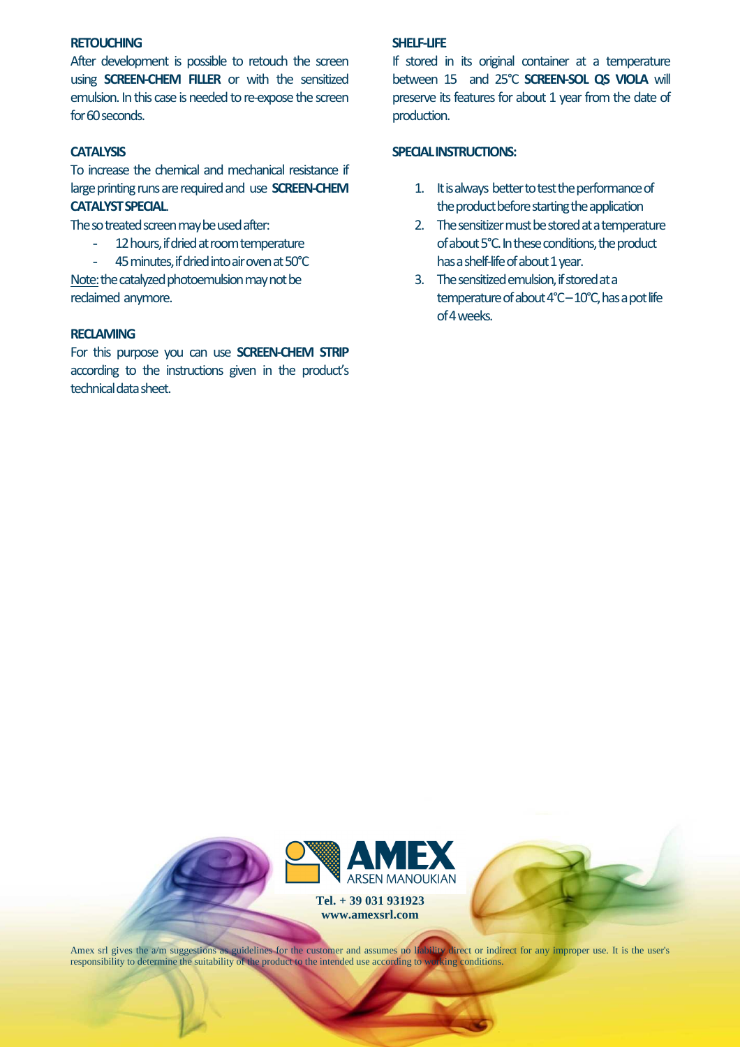**RETOUCHING**

After development is possible to retouch the screen using **SCREEN-CHEM FILLER** or with the sensitized emulsion. In this case is needed to re-expose the screen for 60 seconds.

**CATALYSIS**

To increase the chemical and mechanical resistance if large printing runs are required and use **SCREEN-CHEM CATALYST SPECIAL**.

The so treated screen may be used after:

- 12 hours, if dried at room temperature
- 45 minutes, if dried into air oven at 50°C

Note: the catalyzed photoemulsion may not be reclaimed anymore.

**RECLAMING**

For this purpose you can use **SCREEN-CHEM STRIP** according to the instructions given in the product's technical data sheet.

**SHELF-LIFE**

If stored in its original container at a temperature between 15 and 25°C **SCREEN-SOL QS VIOLA** will preserve its features for about 1 year from the date of production.

**SPECIAL INSTRUCTIONS:**

1. It is always better to test the performance of the product before starting the application
2. The sensitizer must be stored at a temperature of about 5°C. In these conditions, the product has a shelf-life of about 1 year.
3. The sensitized emulsion, if stored at a temperature of about 4°C – 10°C, has a pot life of 4 weeks.

AMEX
ARSEN MANOUKIAN

**Tel. + 39 031 931923**
**www.amexsrl.com**

Amex srl gives the a/m suggestions as guidelines for the customer and assumes no liability direct or indirect for any improper use. It is the user's responsibility to determine the suitability of the product to the intended use according to working conditions.